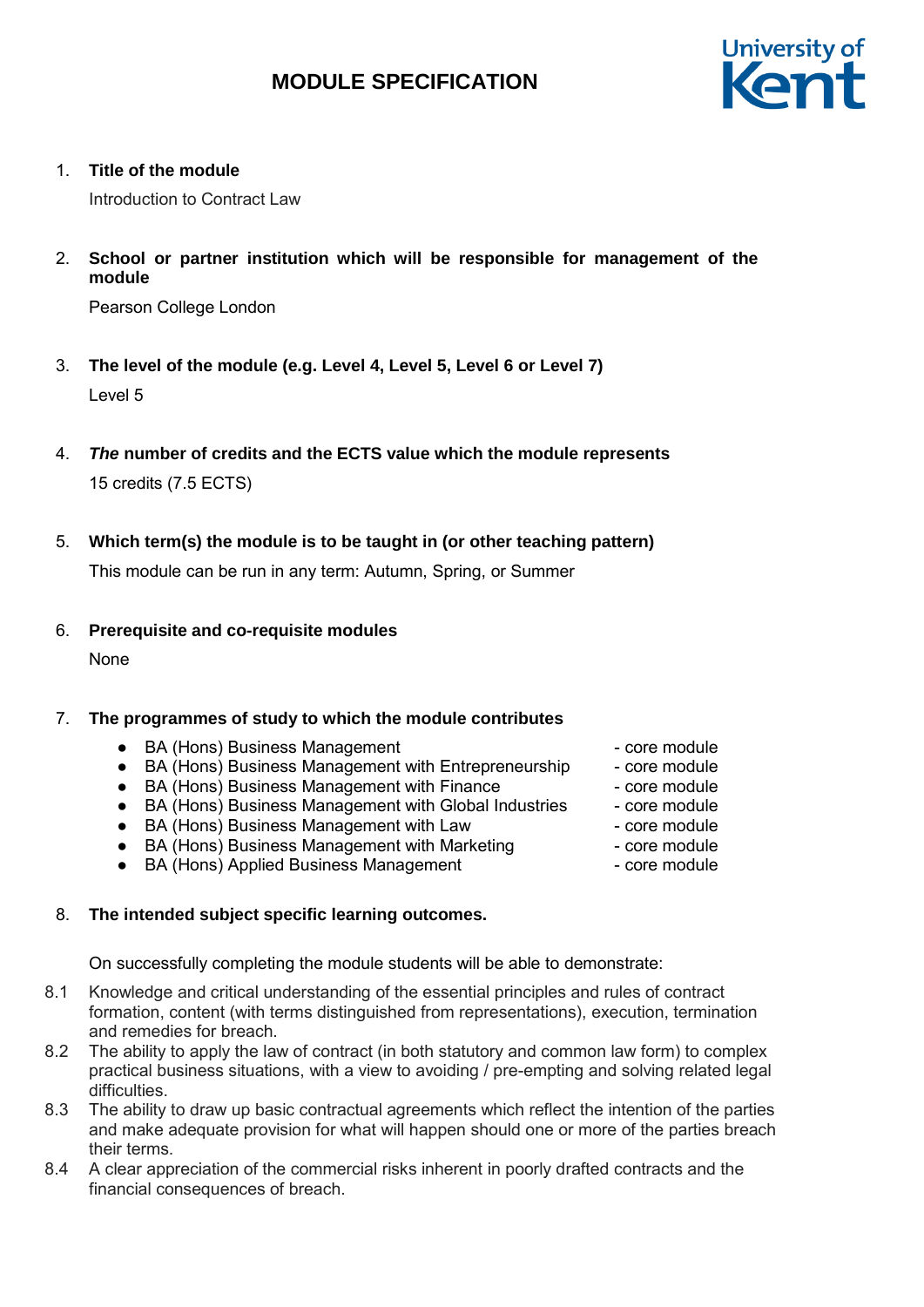# MODULE SPECIFICATION

1. **Title of the module**

   Introduction to Contract Law

2. **School or partner institution which will be responsible for management of the module**

   Pearson College London

3. **The level of the module (e.g. Level 4, Level 5, Level 6 or Level 7)**

   Level 5

4. ***The* number of credits and the ECTS value which the module represents**

   15 credits (7.5 ECTS)

5. **Which term(s) the module is to be taught in (or other teaching pattern)**

   This module can be run in any term: Autumn, Spring, or Summer

6. **Prerequisite and co-requisite modules**

   None

7. **The programmes of study to which the module contributes**

   - BA (Hons) Business Management - core module
   - BA (Hons) Business Management with Entrepreneurship - core module
   - BA (Hons) Business Management with Finance - core module
   - BA (Hons) Business Management with Global Industries - core module
   - BA (Hons) Business Management with Law - core module
   - BA (Hons) Business Management with Marketing - core module
   - BA (Hons) Applied Business Management - core module

8. **The intended subject specific learning outcomes.**

   On successfully completing the module students will be able to demonstrate:

8.1 Knowledge and critical understanding of the essential principles and rules of contract formation, content (with terms distinguished from representations), execution, termination and remedies for breach.

8.2 The ability to apply the law of contract (in both statutory and common law form) to complex practical business situations, with a view to avoiding / pre-empting and solving related legal difficulties.

8.3 The ability to draw up basic contractual agreements which reflect the intention of the parties and make adequate provision for what will happen should one or more of the parties breach their terms.

8.4 A clear appreciation of the commercial risks inherent in poorly drafted contracts and the financial consequences of breach.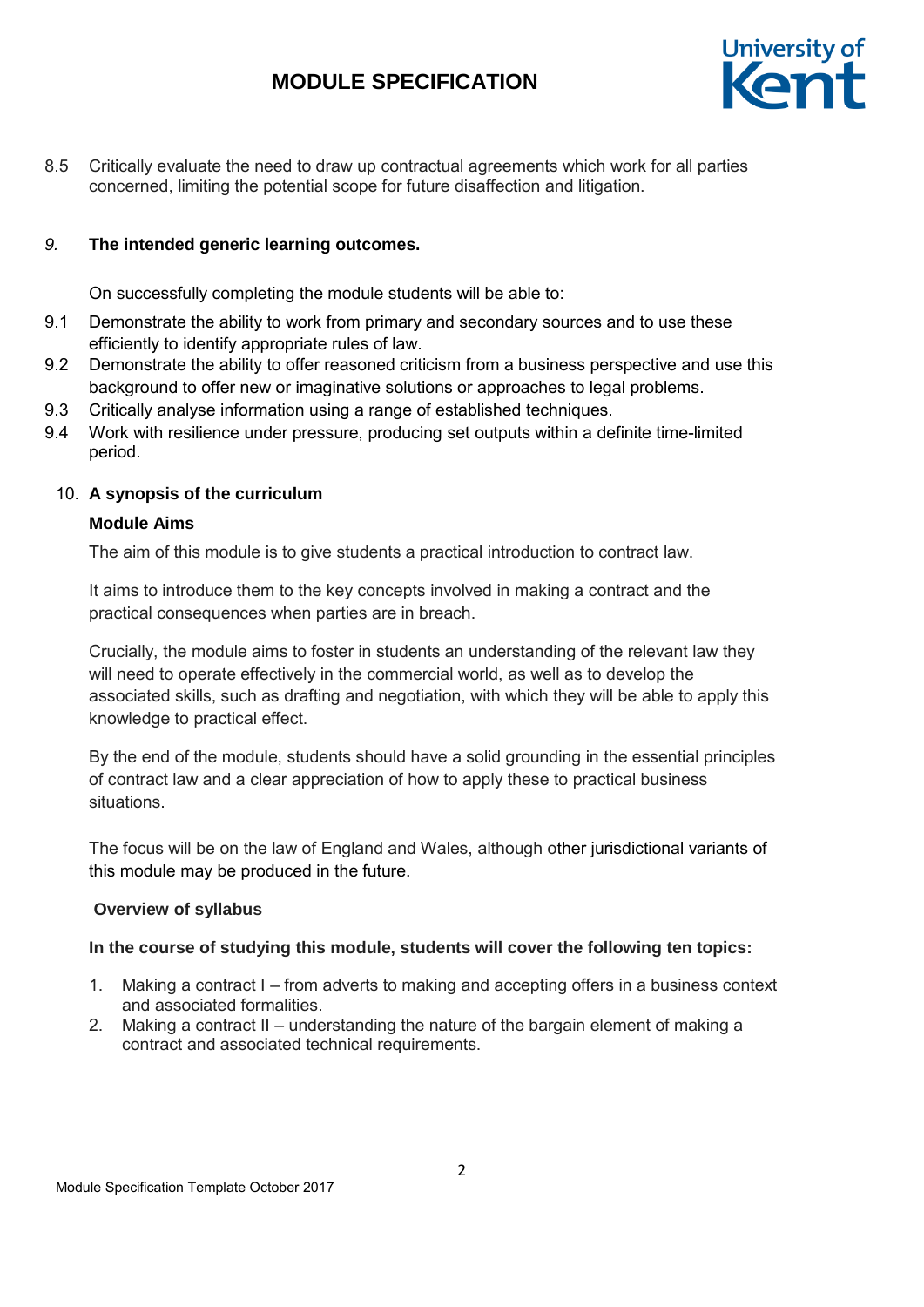8.5 Critically evaluate the need to draw up contractual agreements which work for all parties concerned, limiting the potential scope for future disaffection and litigation.

## *9.* The intended generic learning outcomes.

On successfully completing the module students will be able to:

9.1 Demonstrate the ability to work from primary and secondary sources and to use these efficiently to identify appropriate rules of law.
9.2 Demonstrate the ability to offer reasoned criticism from a business perspective and use this background to offer new or imaginative solutions or approaches to legal problems.
9.3 Critically analyse information using a range of established techniques.
9.4 Work with resilience under pressure, producing set outputs within a definite time-limited period.

## 10. A synopsis of the curriculum

**Module Aims**

The aim of this module is to give students a practical introduction to contract law.

It aims to introduce them to the key concepts involved in making a contract and the practical consequences when parties are in breach.

Crucially, the module aims to foster in students an understanding of the relevant law they will need to operate effectively in the commercial world, as well as to develop the associated skills, such as drafting and negotiation, with which they will be able to apply this knowledge to practical effect.

By the end of the module, students should have a solid grounding in the essential principles of contract law and a clear appreciation of how to apply these to practical business situations.

The focus will be on the law of England and Wales, although other jurisdictional variants of this module may be produced in the future.

**Overview of syllabus**

**In the course of studying this module, students will cover the following ten topics:**

1. Making a contract I – from adverts to making and accepting offers in a business context and associated formalities.
2. Making a contract II – understanding the nature of the bargain element of making a contract and associated technical requirements.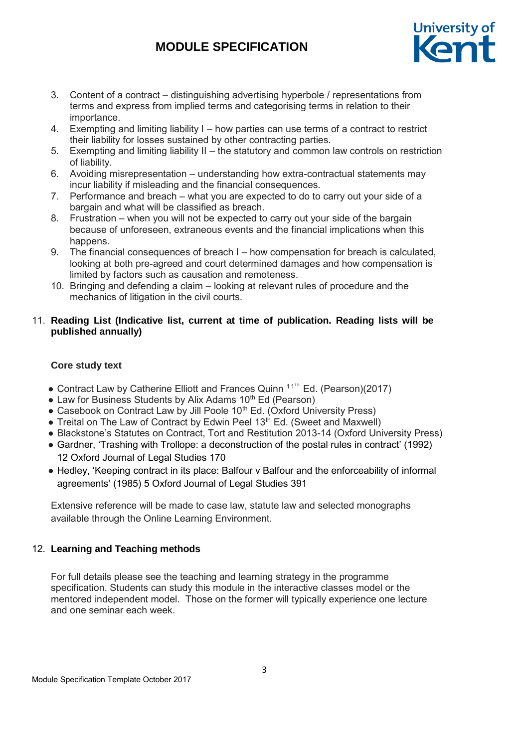3. Content of a contract – distinguishing advertising hyperbole / representations from terms and express from implied terms and categorising terms in relation to their importance.
4. Exempting and limiting liability I – how parties can use terms of a contract to restrict their liability for losses sustained by other contracting parties.
5. Exempting and limiting liability II – the statutory and common law controls on restriction of liability.
6. Avoiding misrepresentation – understanding how extra-contractual statements may incur liability if misleading and the financial consequences.
7. Performance and breach – what you are expected to do to carry out your side of a bargain and what will be classified as breach.
8. Frustration – when you will not be expected to carry out your side of the bargain because of unforeseen, extraneous events and the financial implications when this happens.
9. The financial consequences of breach I – how compensation for breach is calculated, looking at both pre-agreed and court determined damages and how compensation is limited by factors such as causation and remoteness.
10. Bringing and defending a claim – looking at relevant rules of procedure and the mechanics of litigation in the civil courts.

11. **Reading List (Indicative list, current at time of publication. Reading lists will be published annually)**

**Core study text**

- Contract Law by Catherine Elliott and Frances Quinn 11th Ed. (Pearson)(2017)
- Law for Business Students by Alix Adams 10th Ed (Pearson)
- Casebook on Contract Law by Jill Poole 10th Ed. (Oxford University Press)
- Treital on The Law of Contract by Edwin Peel 13th Ed. (Sweet and Maxwell)
- Blackstone's Statutes on Contract, Tort and Restitution 2013-14 (Oxford University Press)
- Gardner, 'Trashing with Trollope: a deconstruction of the postal rules in contract' (1992) 12 Oxford Journal of Legal Studies 170
- Hedley, 'Keeping contract in its place: Balfour v Balfour and the enforceability of informal agreements' (1985) 5 Oxford Journal of Legal Studies 391

Extensive reference will be made to case law, statute law and selected monographs available through the Online Learning Environment.

12. **Learning and Teaching methods**

For full details please see the teaching and learning strategy in the programme specification. Students can study this module in the interactive classes model or the mentored independent model. Those on the former will typically experience one lecture and one seminar each week.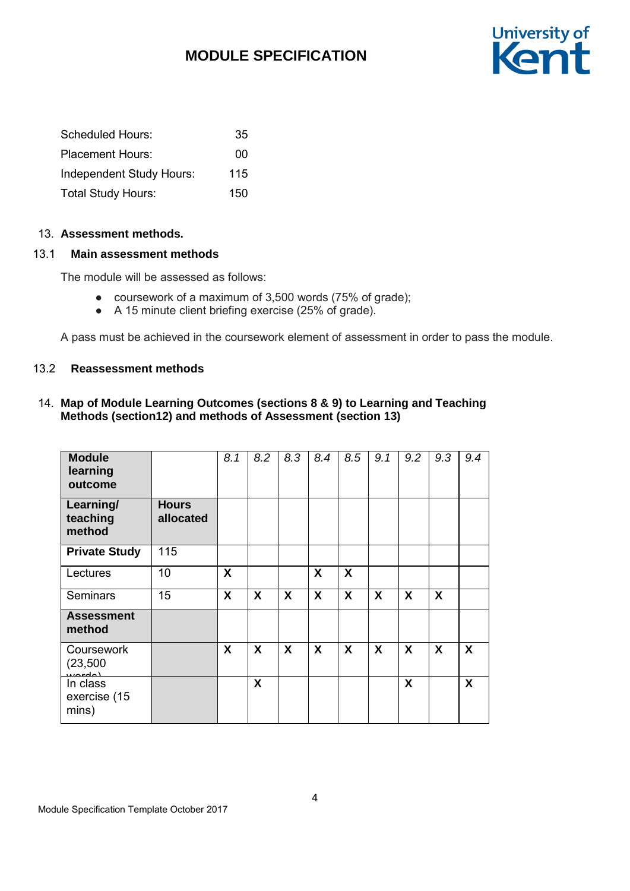| | |
|---|---|
| Scheduled Hours: | 35 |
| Placement Hours: | 00 |
| Independent Study Hours: | 115 |
| Total Study Hours: | 150 |

## 13. Assessment methods.

### 13.1 Main assessment methods

The module will be assessed as follows:

- coursework of a maximum of 3,500 words (75% of grade);
- A 15 minute client briefing exercise (25% of grade).

A pass must be achieved in the coursework element of assessment in order to pass the module.

### 13.2 Reassessment methods

## 14. Map of Module Learning Outcomes (sections 8 & 9) to Learning and Teaching Methods (section12) and methods of Assessment (section 13)

| Module learning outcome | | *8.1* | *8.2* | *8.3* | *8.4* | *8.5* | *9.1* | *9.2* | *9.3* | *9.4* |
|---|---|---|---|---|---|---|---|---|---|---|
| **Learning/ teaching method** | **Hours allocated** | | | | | | | | | |
| **Private Study** | 115 | | | | | | | | | |
| Lectures | 10 | **X** | | | **X** | **X** | | | | |
| Seminars | 15 | **X** | **X** | **X** | **X** | **X** | **X** | **X** | **X** | |
| **Assessment method** | | | | | | | | | | |
| Coursework (23,500 words) | | **X** | **X** | **X** | **X** | **X** | **X** | **X** | **X** | **X** |
| In class exercise (15 mins) | | | **X** | | | | | **X** | | **X** |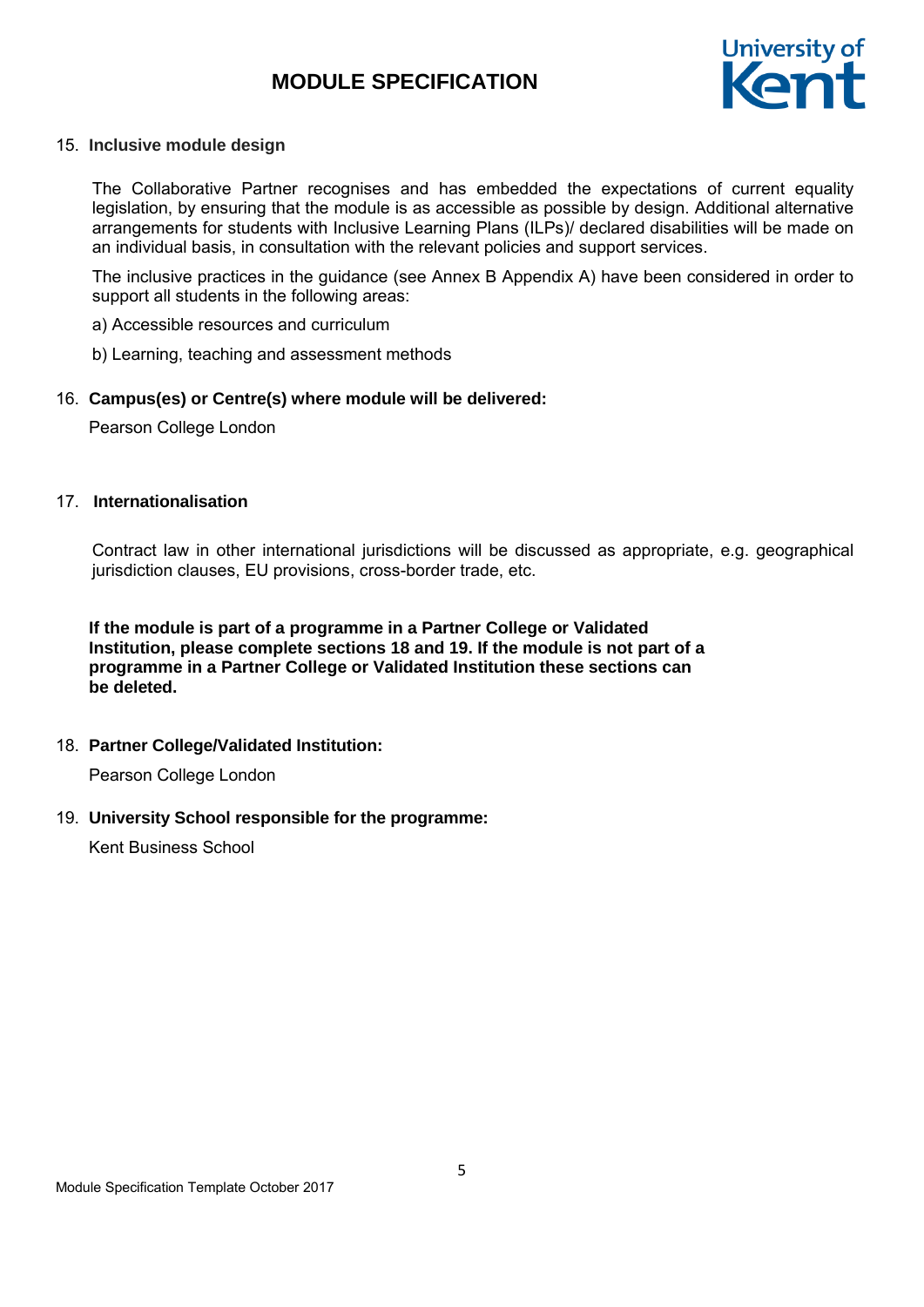## 15. Inclusive module design

The Collaborative Partner recognises and has embedded the expectations of current equality legislation, by ensuring that the module is as accessible as possible by design. Additional alternative arrangements for students with Inclusive Learning Plans (ILPs)/ declared disabilities will be made on an individual basis, in consultation with the relevant policies and support services.

The inclusive practices in the guidance (see Annex B Appendix A) have been considered in order to support all students in the following areas:

a) Accessible resources and curriculum

b) Learning, teaching and assessment methods

## 16. Campus(es) or Centre(s) where module will be delivered:

Pearson College London

## 17. Internationalisation

Contract law in other international jurisdictions will be discussed as appropriate, e.g. geographical jurisdiction clauses, EU provisions, cross-border trade, etc.

**If the module is part of a programme in a Partner College or Validated Institution, please complete sections 18 and 19. If the module is not part of a programme in a Partner College or Validated Institution these sections can be deleted.**

## 18. Partner College/Validated Institution:

Pearson College London

## 19. University School responsible for the programme:

Kent Business School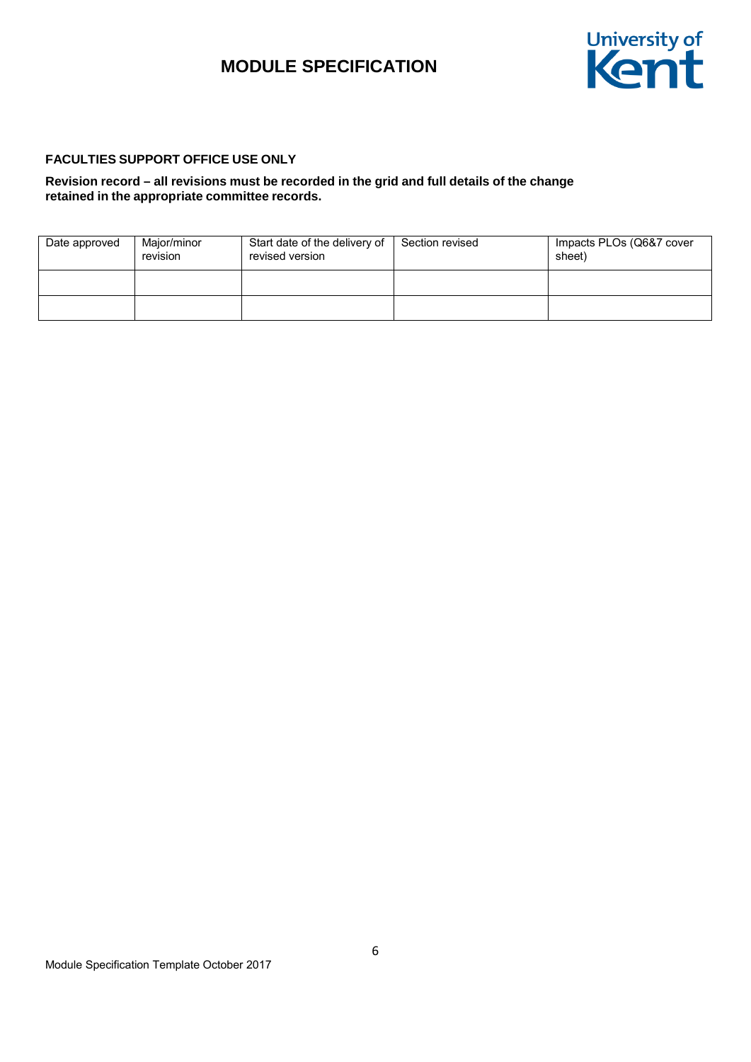**FACULTIES SUPPORT OFFICE USE ONLY**

**Revision record – all revisions must be recorded in the grid and full details of the change retained in the appropriate committee records.**

| Date approved | Major/minor revision | Start date of the delivery of revised version | Section revised | Impacts PLOs (Q6&7 cover sheet) |
|---|---|---|---|---|
| | | | | |
| | | | | |

Module Specification Template October 2017